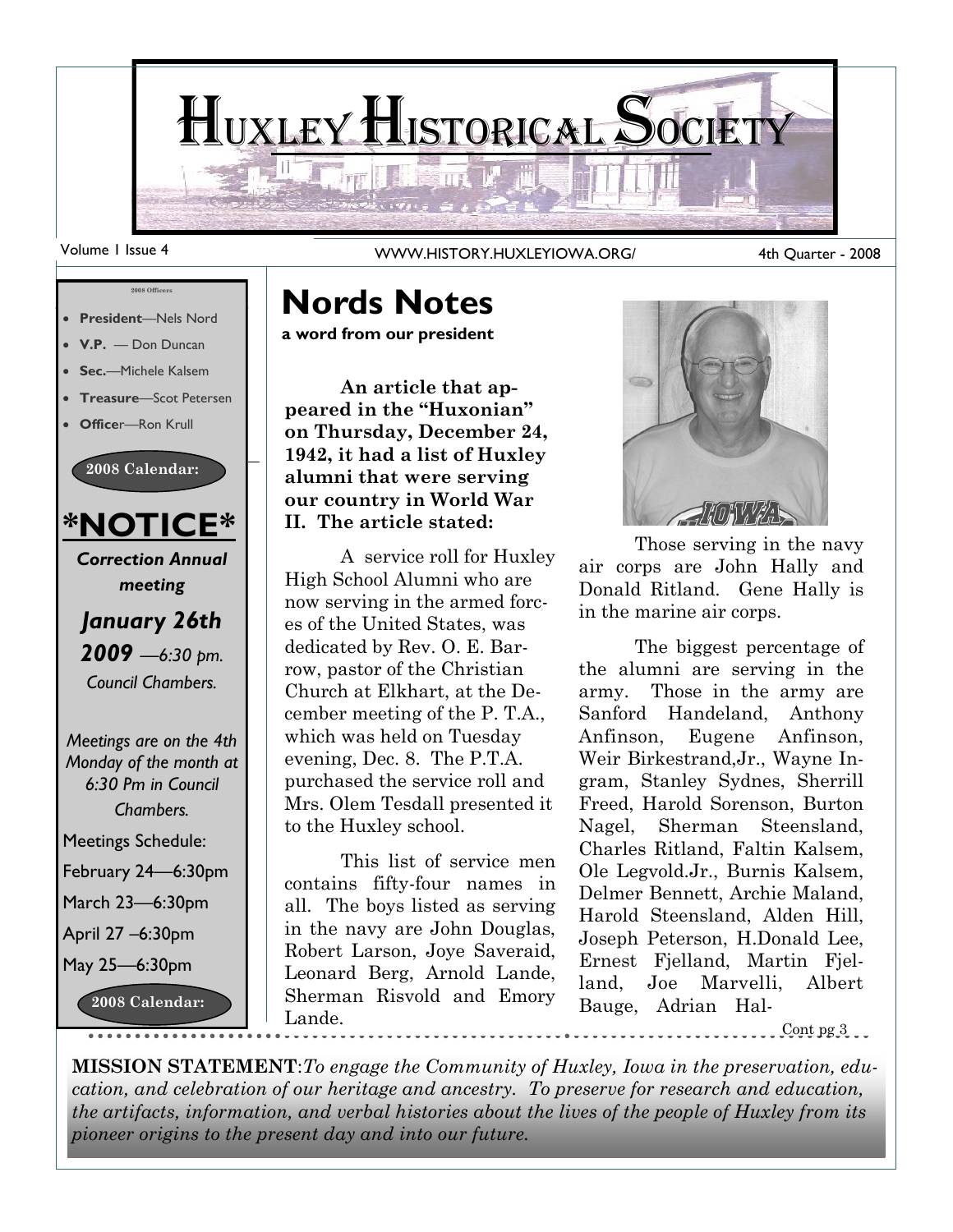# HUXLEY HISTORICAL SOCIETY

Volume 1 Issue 4 — WWW.HISTORY.HUXLEYIOWA.ORG/ — 4th Quarter - 2008

**2008 Officers**

- **President**—Nels Nord
- **V.P.** — Don Duncan
- **Sec.**—Michele Kalsem
- **Treasure**—Scot Petersen
- **Officer**—Ron Krull

**2008 Calendar:**

## \*NOTICE\*

***Correction Annual meeting***

***January 26th 2009** —6:30 pm. Council Chambers.*

*Meetings are on the 4th Monday of the month at 6:30 Pm in Council Chambers.*

Meetings Schedule:

February 24—6:30pm

March 23—6:30pm

April 27 –6:30pm

May 25—6:30pm

**2008 Calendar:**

# Nords Notes

**a word from our president**

**An article that appeared in the "Huxonian" on Thursday, December 24, 1942, it had a list of Huxley alumni that were serving our country in World War II. The article stated:**

A service roll for Huxley High School Alumni who are now serving in the armed forces of the United States, was dedicated by Rev. O. E. Barrow, pastor of the Christian Church at Elkhart, at the December meeting of the P. T.A., which was held on Tuesday evening, Dec. 8. The P.T.A. purchased the service roll and Mrs. Olem Tesdall presented it to the Huxley school.

This list of service men contains fifty-four names in all. The boys listed as serving in the navy are John Douglas, Robert Larson, Joye Saveraid, Leonard Berg, Arnold Lande, Sherman Risvold and Emory Lande.

Those serving in the navy air corps are John Hally and Donald Ritland. Gene Hally is in the marine air corps.

The biggest percentage of the alumni are serving in the army. Those in the army are Sanford Handeland, Anthony Anfinson, Eugene Anfinson, Weir Birkestrand,Jr., Wayne Ingram, Stanley Sydnes, Sherrill Freed, Harold Sorenson, Burton Nagel, Sherman Steensland, Charles Ritland, Faltin Kalsem, Ole Legvold.Jr., Burnis Kalsem, Delmer Bennett, Archie Maland, Harold Steensland, Alden Hill, Joseph Peterson, H.Donald Lee, Ernest Fjelland, Martin Fjelland, Joe Marvelli, Albert Bauge, Adrian Hal-

Cont pg 3

**MISSION STATEMENT**:*To engage the Community of Huxley, Iowa in the preservation, education, and celebration of our heritage and ancestry. To preserve for research and education, the artifacts, information, and verbal histories about the lives of the people of Huxley from its pioneer origins to the present day and into our future.*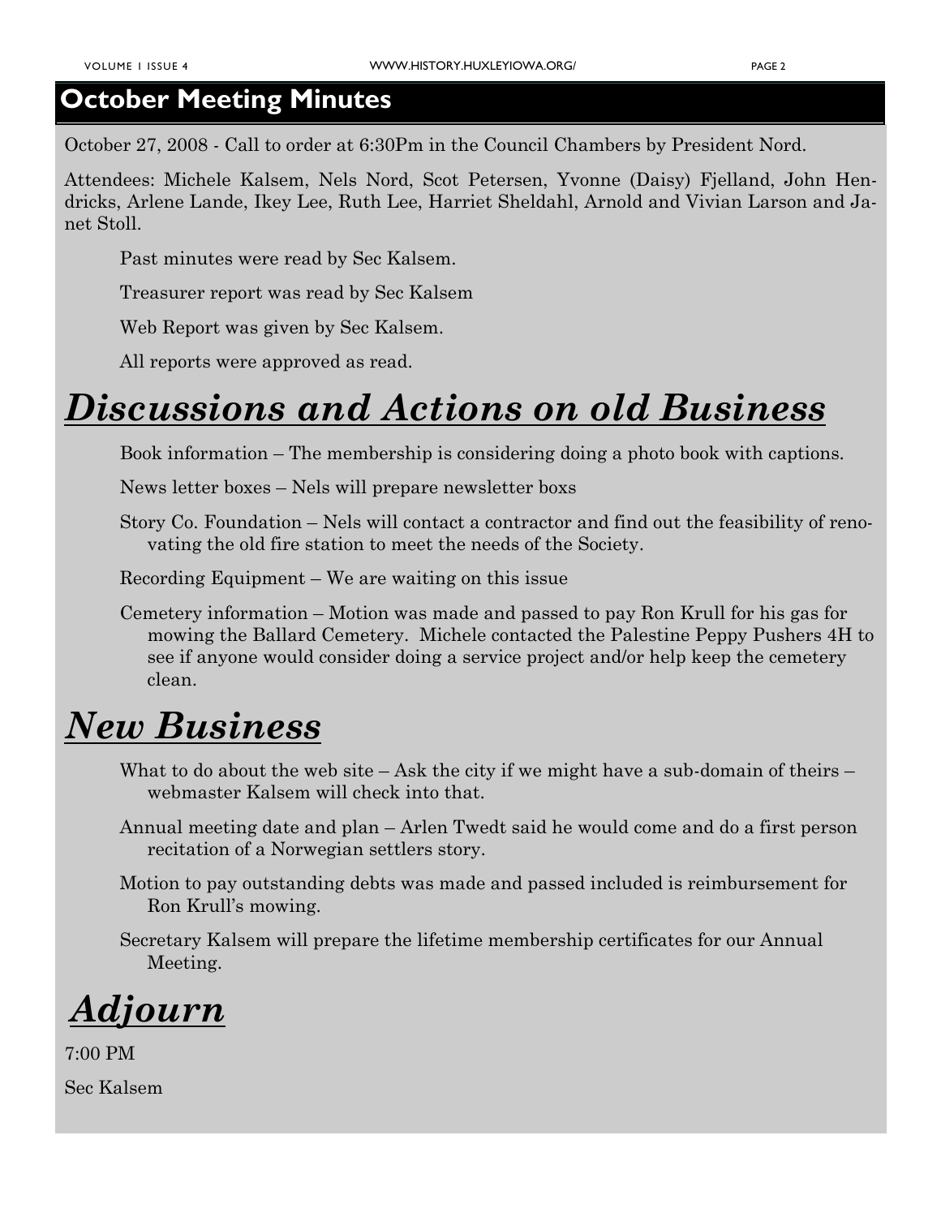## October Meeting Minutes

October 27, 2008 - Call to order at 6:30Pm in the Council Chambers by President Nord.

Attendees: Michele Kalsem, Nels Nord, Scot Petersen, Yvonne (Daisy) Fjelland, John Hendricks, Arlene Lande, Ikey Lee, Ruth Lee, Harriet Sheldahl, Arnold and Vivian Larson and Janet Stoll.

Past minutes were read by Sec Kalsem.

Treasurer report was read by Sec Kalsem

Web Report was given by Sec Kalsem.

All reports were approved as read.

# *Discussions and Actions on old Business*

Book information – The membership is considering doing a photo book with captions.

News letter boxes – Nels will prepare newsletter boxs

Story Co. Foundation – Nels will contact a contractor and find out the feasibility of renovating the old fire station to meet the needs of the Society.

Recording Equipment – We are waiting on this issue

Cemetery information – Motion was made and passed to pay Ron Krull for his gas for mowing the Ballard Cemetery. Michele contacted the Palestine Peppy Pushers 4H to see if anyone would consider doing a service project and/or help keep the cemetery clean.

# *New Business*

What to do about the web site – Ask the city if we might have a sub-domain of theirs – webmaster Kalsem will check into that.

Annual meeting date and plan – Arlen Twedt said he would come and do a first person recitation of a Norwegian settlers story.

Motion to pay outstanding debts was made and passed included is reimbursement for Ron Krull's mowing.

Secretary Kalsem will prepare the lifetime membership certificates for our Annual Meeting.

# *Adjourn*

7:00 PM

Sec Kalsem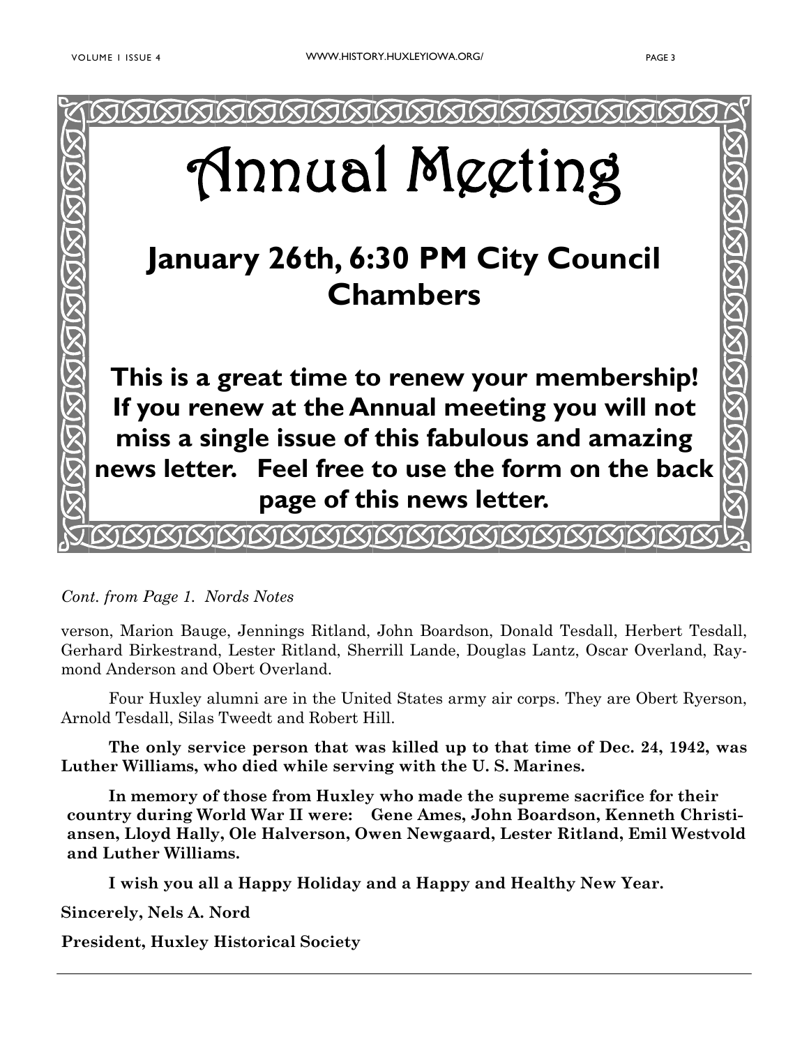# Annual Meeting

## January 26th, 6:30 PM City Council Chambers

**This is a great time to renew your membership! If you renew at the Annual meeting you will not miss a single issue of this fabulous and amazing news letter. Feel free to use the form on the back page of this news letter.**

*Cont. from Page 1. Nords Notes*

verson, Marion Bauge, Jennings Ritland, John Boardson, Donald Tesdall, Herbert Tesdall, Gerhard Birkestrand, Lester Ritland, Sherrill Lande, Douglas Lantz, Oscar Overland, Raymond Anderson and Obert Overland.

Four Huxley alumni are in the United States army air corps. They are Obert Ryerson, Arnold Tesdall, Silas Tweedt and Robert Hill.

**The only service person that was killed up to that time of Dec. 24, 1942, was Luther Williams, who died while serving with the U. S. Marines.**

**In memory of those from Huxley who made the supreme sacrifice for their country during World War II were: Gene Ames, John Boardson, Kenneth Christiansen, Lloyd Hally, Ole Halverson, Owen Newgaard, Lester Ritland, Emil Westvold and Luther Williams.**

**I wish you all a Happy Holiday and a Happy and Healthy New Year.**

**Sincerely, Nels A. Nord**

**President, Huxley Historical Society**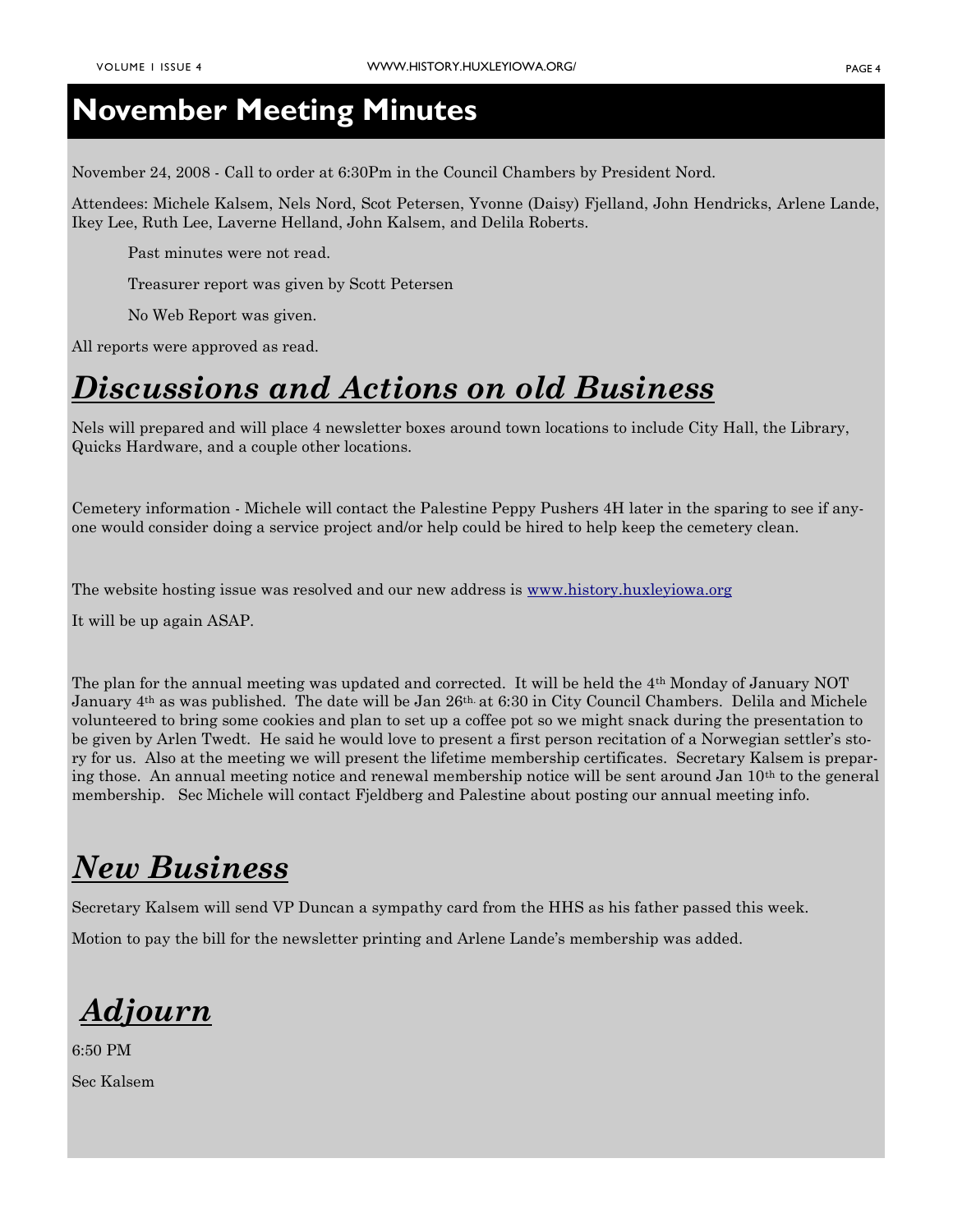# November Meeting Minutes

November 24, 2008 - Call to order at 6:30Pm in the Council Chambers by President Nord.

Attendees: Michele Kalsem, Nels Nord, Scot Petersen, Yvonne (Daisy) Fjelland, John Hendricks, Arlene Lande, Ikey Lee, Ruth Lee, Laverne Helland, John Kalsem, and Delila Roberts.

Past minutes were not read.

Treasurer report was given by Scott Petersen

No Web Report was given.

All reports were approved as read.

## *Discussions and Actions on old Business*

Nels will prepared and will place 4 newsletter boxes around town locations to include City Hall, the Library, Quicks Hardware, and a couple other locations.

Cemetery information - Michele will contact the Palestine Peppy Pushers 4H later in the sparing to see if anyone would consider doing a service project and/or help could be hired to help keep the cemetery clean.

The website hosting issue was resolved and our new address is www.history.huxleyiowa.org

It will be up again ASAP.

The plan for the annual meeting was updated and corrected. It will be held the 4th Monday of January NOT January 4th as was published. The date will be Jan 26th. at 6:30 in City Council Chambers. Delila and Michele volunteered to bring some cookies and plan to set up a coffee pot so we might snack during the presentation to be given by Arlen Twedt. He said he would love to present a first person recitation of a Norwegian settler's story for us. Also at the meeting we will present the lifetime membership certificates. Secretary Kalsem is preparing those. An annual meeting notice and renewal membership notice will be sent around Jan 10th to the general membership. Sec Michele will contact Fjeldberg and Palestine about posting our annual meeting info.

## *New Business*

Secretary Kalsem will send VP Duncan a sympathy card from the HHS as his father passed this week.

Motion to pay the bill for the newsletter printing and Arlene Lande's membership was added.

## *Adjourn*

6:50 PM

Sec Kalsem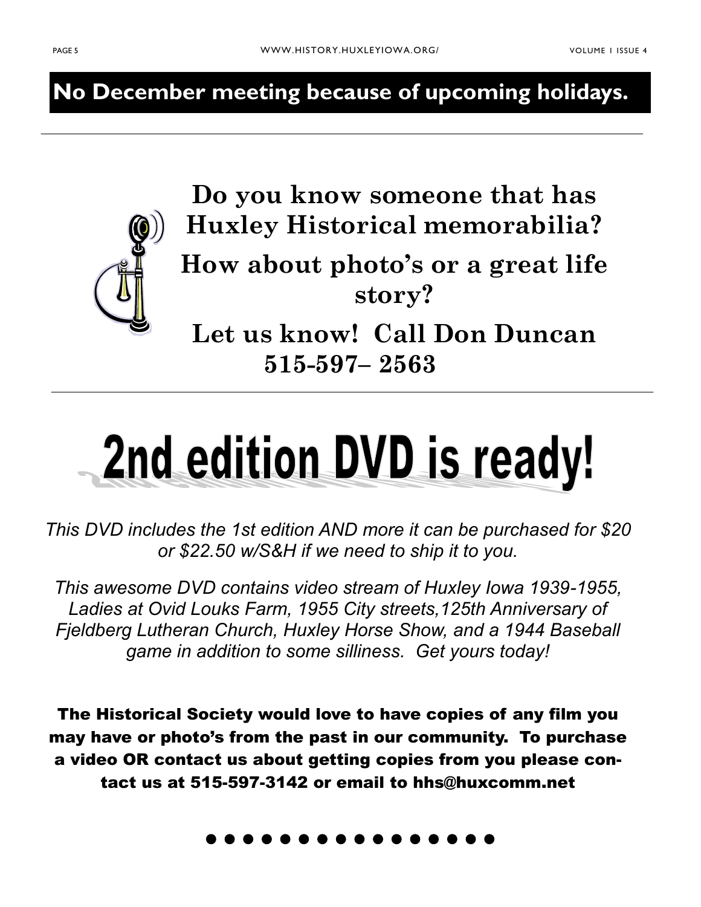## No December meeting because of upcoming holidays.

---

**Do you know someone that has Huxley Historical memorabilia?**

**How about photo's or a great life story?**

**Let us know! Call Don Duncan 515-597– 2563**

---

# 2nd edition DVD is ready!

*This DVD includes the 1st edition AND more it can be purchased for $20 or $22.50 w/S&H if we need to ship it to you.*

*This awesome DVD contains video stream of Huxley Iowa 1939-1955, Ladies at Ovid Louks Farm, 1955 City streets,125th Anniversary of Fjeldberg Lutheran Church, Huxley Horse Show, and a 1944 Baseball game in addition to some silliness. Get yours today!*

**The Historical Society would love to have copies of any film you may have or photo's from the past in our community. To purchase a video OR contact us about getting copies from you please contact us at 515-597-3142 or email to hhs@huxcomm.net**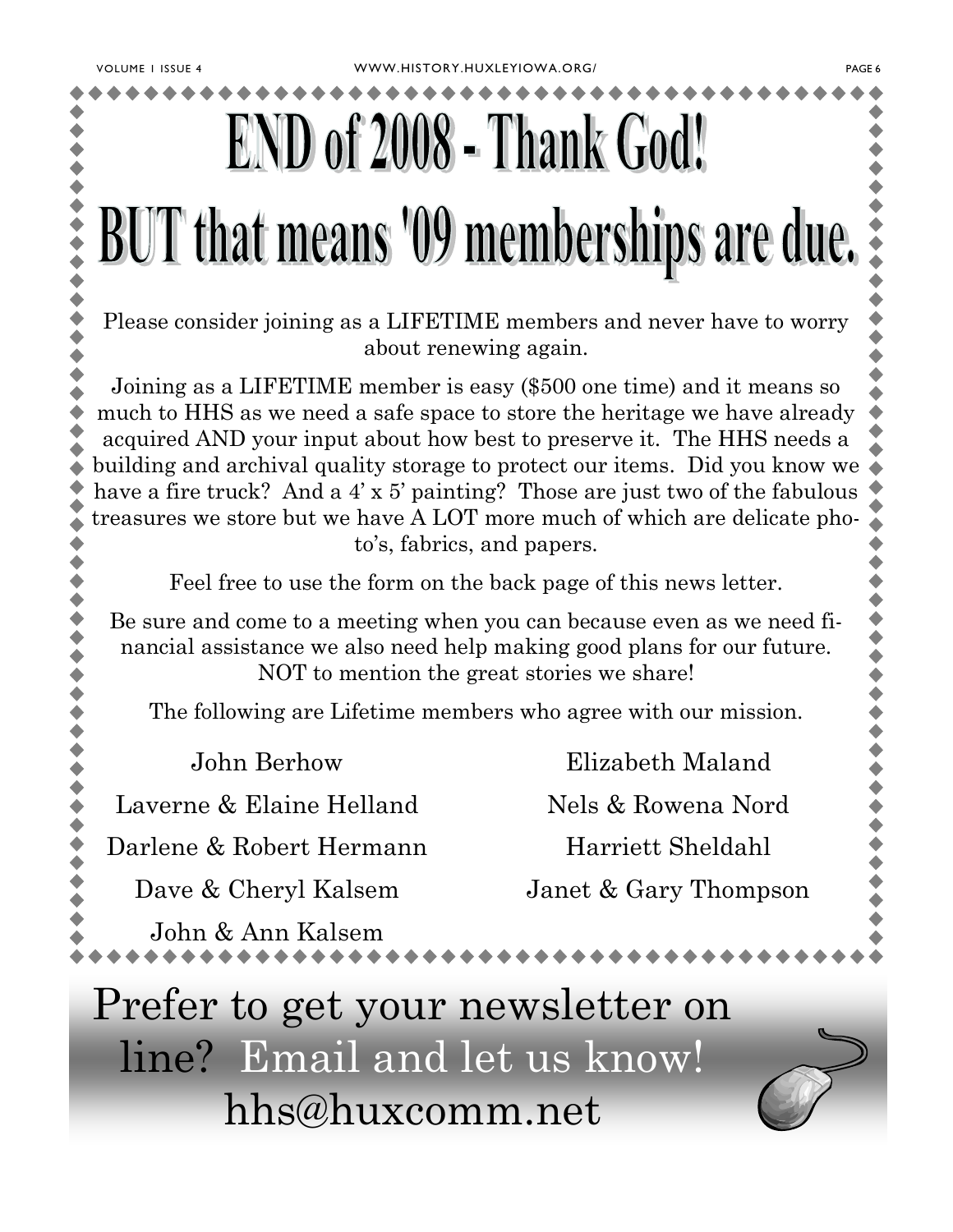# END of 2008 - Thank God!

# BUT that means '09 memberships are due.

Please consider joining as a LIFETIME members and never have to worry about renewing again.

Joining as a LIFETIME member is easy ($500 one time) and it means so much to HHS as we need a safe space to store the heritage we have already acquired AND your input about how best to preserve it. The HHS needs a building and archival quality storage to protect our items. Did you know we have a fire truck? And a 4' x 5' painting? Those are just two of the fabulous treasures we store but we have A LOT more much of which are delicate photo's, fabrics, and papers.

Feel free to use the form on the back page of this news letter.

Be sure and come to a meeting when you can because even as we need financial assistance we also need help making good plans for our future. NOT to mention the great stories we share!

The following are Lifetime members who agree with our mission.

John Berhow

Laverne & Elaine Helland

Darlene & Robert Hermann

Dave & Cheryl Kalsem

John & Ann Kalsem

Elizabeth Maland

Nels & Rowena Nord

Harriett Sheldahl

Janet & Gary Thompson

Prefer to get your newsletter on line? Email and let us know! hhs@huxcomm.net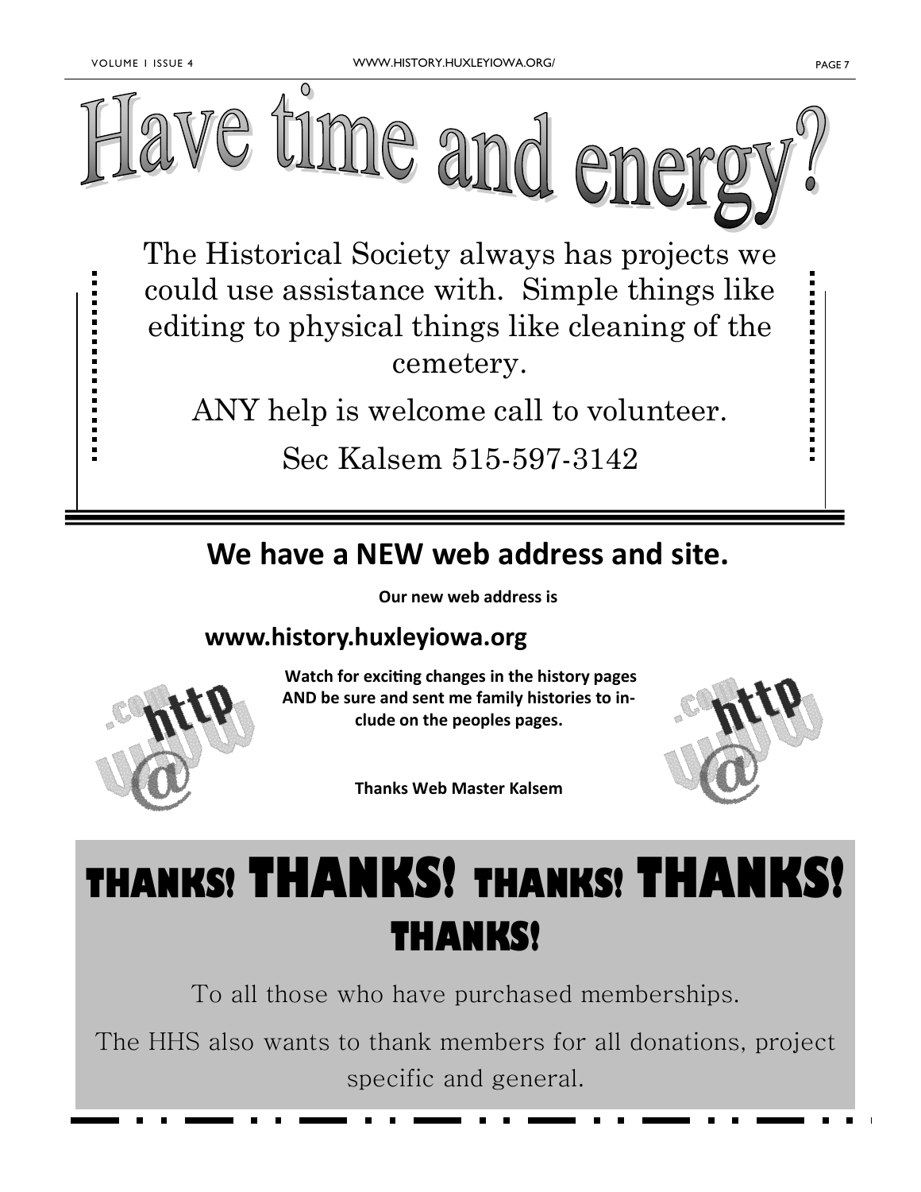# Have time and energy?

The Historical Society always has projects we could use assistance with. Simple things like editing to physical things like cleaning of the cemetery.

ANY help is welcome call to volunteer.

Sec Kalsem 515-597-3142

## We have a NEW web address and site.

**Our new web address is**

**www.history.huxleyiowa.org**

**Watch for exciting changes in the history pages AND be sure and sent me family histories to include on the peoples pages.**

**Thanks Web Master Kalsem**

# THANKS! THANKS! THANKS! THANKS! THANKS!

To all those who have purchased memberships.

The HHS also wants to thank members for all donations, project specific and general.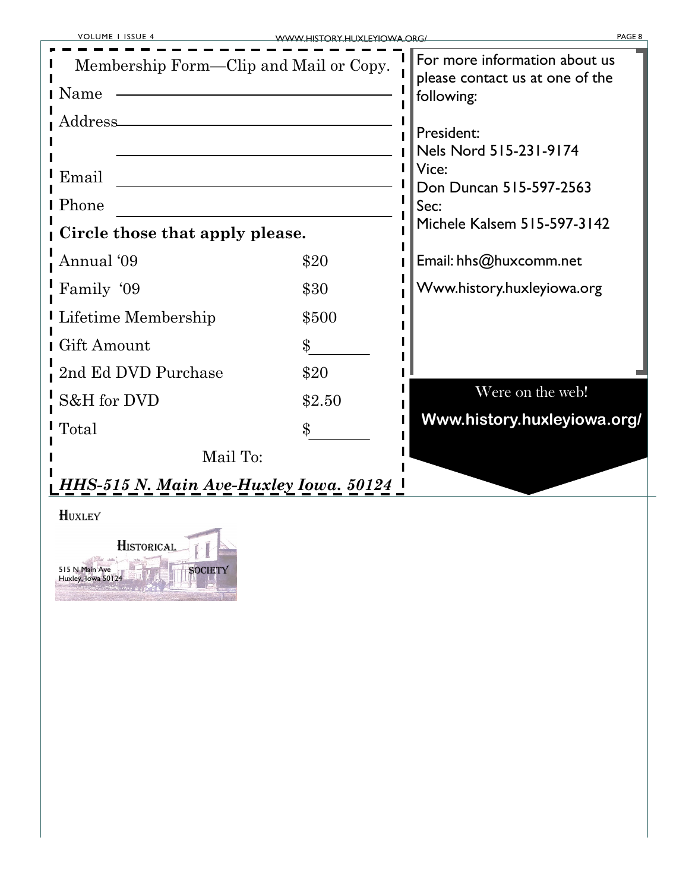## Membership Form—Clip and Mail or Copy.

Name ______________________________

Address ______________________________

______________________________

Email ______________________________

Phone ______________________________

**Circle those that apply please.**

| | |
|---|---|
| Annual '09 | $20 |
| Family '09 | $30 |
| Lifetime Membership | $500 |
| Gift Amount | $_______ |
| 2nd Ed DVD Purchase | $20 |
| S&H for DVD | $2.50 |
| Total | $_______ |

Mail To:

***HHS-515 N. Main Ave-Huxley Iowa. 50124***

For more information about us please contact us at one of the following:

President:
Nels Nord 515-231-9174

Vice:
Don Duncan 515-597-2563

Sec:
Michele Kalsem 515-597-3142

Email: hhs@huxcomm.net

Www.history.huxleyiowa.org

Were on the web!

**Www.history.huxleyiowa.org/**

Huxley Historical Society

515 N Main Ave
Huxley, Iowa 50124